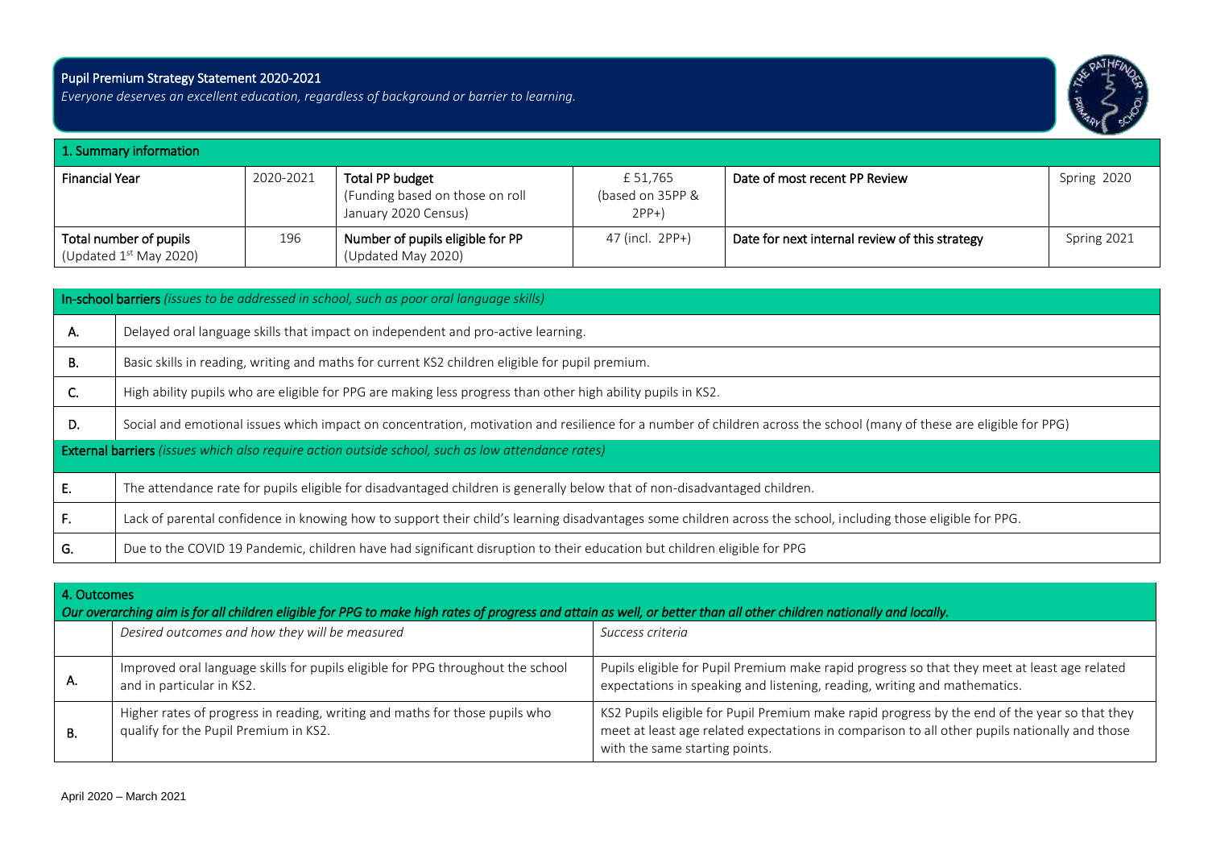# Pupil Premium Strategy Statement 2020-2021

*Everyone deserves an excellent education, regardless of background or barrier to learning.*

| 1. Summary information | | | | | |
|---|---|---|---|---|---|
| Financial Year | 2020-2021 | Total PP budget (Funding based on those on roll January 2020 Census) | £ 51,765 (based on 35PP & 2PP+) | Date of most recent PP Review | Spring 2020 |
| Total number of pupils (Updated 1st May 2020) | 196 | Number of pupils eligible for PP (Updated May 2020) | 47 (incl. 2PP+) | Date for next internal review of this strategy | Spring 2021 |

| **In-school barriers** *(issues to be addressed in school, such as poor oral language skills)* | |
|---|---|
| A. | Delayed oral language skills that impact on independent and pro-active learning. |
| B. | Basic skills in reading, writing and maths for current KS2 children eligible for pupil premium. |
| C. | High ability pupils who are eligible for PPG are making less progress than other high ability pupils in KS2. |
| D. | Social and emotional issues which impact on concentration, motivation and resilience for a number of children across the school (many of these are eligible for PPG) |
| **External barriers** *(issues which also require action outside school, such as low attendance rates)* | |
| E. | The attendance rate for pupils eligible for disadvantaged children is generally below that of non-disadvantaged children. |
| F. | Lack of parental confidence in knowing how to support their child's learning disadvantages some children across the school, including those eligible for PPG. |
| G. | Due to the COVID 19 Pandemic, children have had significant disruption to their education but children eligible for PPG |

| 4. Outcomes *Our overarching aim is for all children eligible for PPG to make high rates of progress and attain as well, or better than all other children nationally and locally.* | | |
|---|---|---|
| | *Desired outcomes and how they will be measured* | *Success criteria* |
| A. | Improved oral language skills for pupils eligible for PPG throughout the school and in particular in KS2. | Pupils eligible for Pupil Premium make rapid progress so that they meet at least age related expectations in speaking and listening, reading, writing and mathematics. |
| B. | Higher rates of progress in reading, writing and maths for those pupils who qualify for the Pupil Premium in KS2. | KS2 Pupils eligible for Pupil Premium make rapid progress by the end of the year so that they meet at least age related expectations in comparison to all other pupils nationally and those with the same starting points. |

April 2020 – March 2021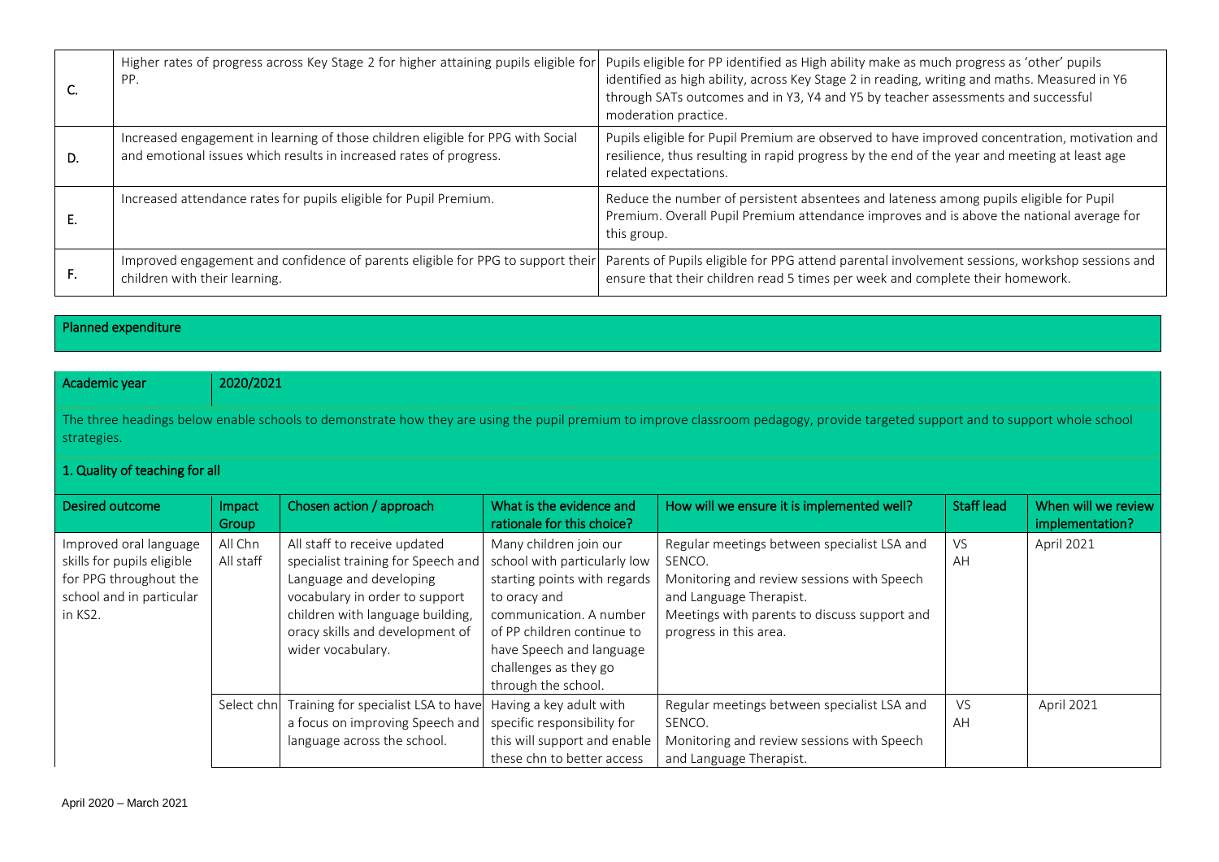| | | |
|---|---|---|
| C. | Higher rates of progress across Key Stage 2 for higher attaining pupils eligible for PP. | Pupils eligible for PP identified as High ability make as much progress as 'other' pupils identified as high ability, across Key Stage 2 in reading, writing and maths. Measured in Y6 through SATs outcomes and in Y3, Y4 and Y5 by teacher assessments and successful moderation practice. |
| D. | Increased engagement in learning of those children eligible for PPG with Social and emotional issues which results in increased rates of progress. | Pupils eligible for Pupil Premium are observed to have improved concentration, motivation and resilience, thus resulting in rapid progress by the end of the year and meeting at least age related expectations. |
| E. | Increased attendance rates for pupils eligible for Pupil Premium. | Reduce the number of persistent absentees and lateness among pupils eligible for Pupil Premium. Overall Pupil Premium attendance improves and is above the national average for this group. |
| F. | Improved engagement and confidence of parents eligible for PPG to support their children with their learning. | Parents of Pupils eligible for PPG attend parental involvement sessions, workshop sessions and ensure that their children read 5 times per week and complete their homework. |

## Planned expenditure

**Academic year:** 2020/2021

The three headings below enable schools to demonstrate how they are using the pupil premium to improve classroom pedagogy, provide targeted support and to support whole school strategies.

### 1. Quality of teaching for all

| Desired outcome | Impact Group | Chosen action / approach | What is the evidence and rationale for this choice? | How will we ensure it is implemented well? | Staff lead | When will we review implementation? |
|---|---|---|---|---|---|---|
| Improved oral language skills for pupils eligible for PPG throughout the school and in particular in KS2. | All Chn<br>All staff | All staff to receive updated specialist training for Speech and Language and developing vocabulary in order to support children with language building, oracy skills and development of wider vocabulary. | Many children join our school with particularly low starting points with regards to oracy and communication. A number of PP children continue to have Speech and language challenges as they go through the school. | Regular meetings between specialist LSA and SENCO.<br>Monitoring and review sessions with Speech and Language Therapist.<br>Meetings with parents to discuss support and progress in this area. | VS<br>AH | April 2021 |
| | Select chn | Training for specialist LSA to have a focus on improving Speech and language across the school. | Having a key adult with specific responsibility for this will support and enable these chn to better access | Regular meetings between specialist LSA and SENCO.<br>Monitoring and review sessions with Speech and Language Therapist. | VS<br>AH | April 2021 |

April 2020 – March 2021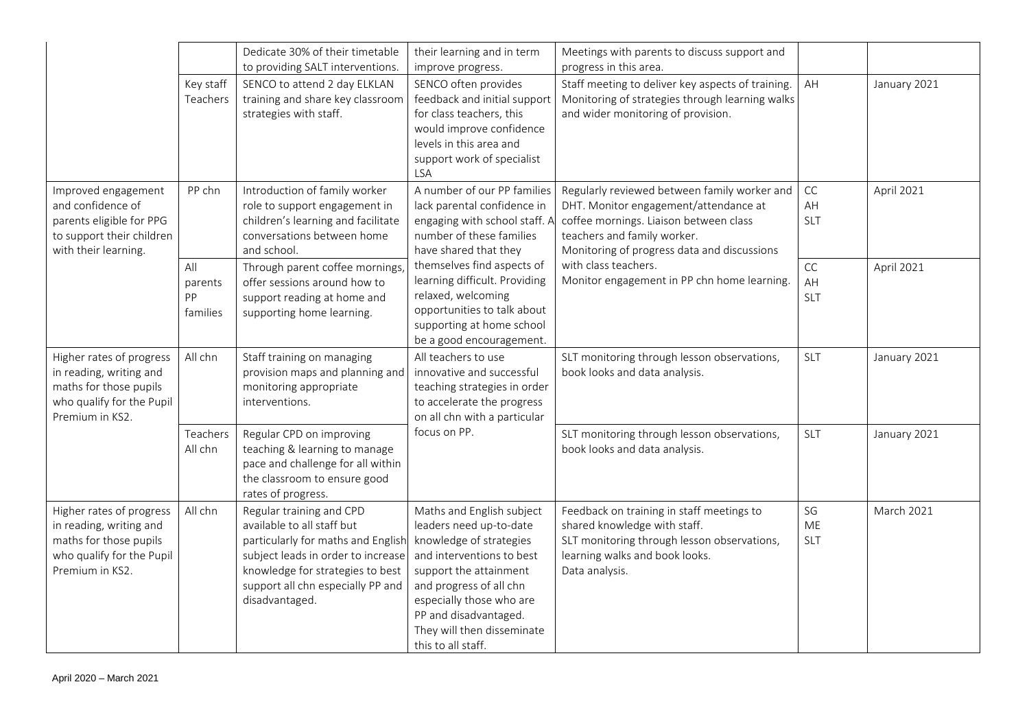| | | Dedicate 30% of their timetable to providing SALT interventions. | their learning and in term improve progress. | Meetings with parents to discuss support and progress in this area. | | |
|---|---|---|---|---|---|---|
| | Key staff Teachers | SENCO to attend 2 day ELKLAN training and share key classroom strategies with staff. | SENCO often provides feedback and initial support for class teachers, this would improve confidence levels in this area and support work of specialist LSA | Staff meeting to deliver key aspects of training. Monitoring of strategies through learning walks and wider monitoring of provision. | AH | January 2021 |
| Improved engagement and confidence of parents eligible for PPG to support their children with their learning. | PP chn | Introduction of family worker role to support engagement in children's learning and facilitate conversations between home and school. | A number of our PP families lack parental confidence in engaging with school staff. A number of these families have shared that they themselves find aspects of learning difficult. Providing relaxed, welcoming opportunities to talk about supporting at home school be a good encouragement. | Regularly reviewed between family worker and DHT. Monitor engagement/attendance at coffee mornings. Liaison between class teachers and family worker. Monitoring of progress data and discussions with class teachers. Monitor engagement in PP chn home learning. | CC AH SLT | April 2021 |
| | All parents PP families | Through parent coffee mornings, offer sessions around how to support reading at home and supporting home learning. | | | CC AH SLT | April 2021 |
| Higher rates of progress in reading, writing and maths for those pupils who qualify for the Pupil Premium in KS2. | All chn | Staff training on managing provision maps and planning and monitoring appropriate interventions. | All teachers to use innovative and successful teaching strategies in order to accelerate the progress on all chn with a particular focus on PP. | SLT monitoring through lesson observations, book looks and data analysis. | SLT | January 2021 |
| | Teachers All chn | Regular CPD on improving teaching & learning to manage pace and challenge for all within the classroom to ensure good rates of progress. | | SLT monitoring through lesson observations, book looks and data analysis. | SLT | January 2021 |
| Higher rates of progress in reading, writing and maths for those pupils who qualify for the Pupil Premium in KS2. | All chn | Regular training and CPD available to all staff but particularly for maths and English subject leads in order to increase knowledge for strategies to best support all chn especially PP and disadvantaged. | Maths and English subject leaders need up-to-date knowledge of strategies and interventions to best support the attainment and progress of all chn especially those who are PP and disadvantaged. They will then disseminate this to all staff. | Feedback on training in staff meetings to shared knowledge with staff. SLT monitoring through lesson observations, learning walks and book looks. Data analysis. | SG ME SLT | March 2021 |

April 2020 – March 2021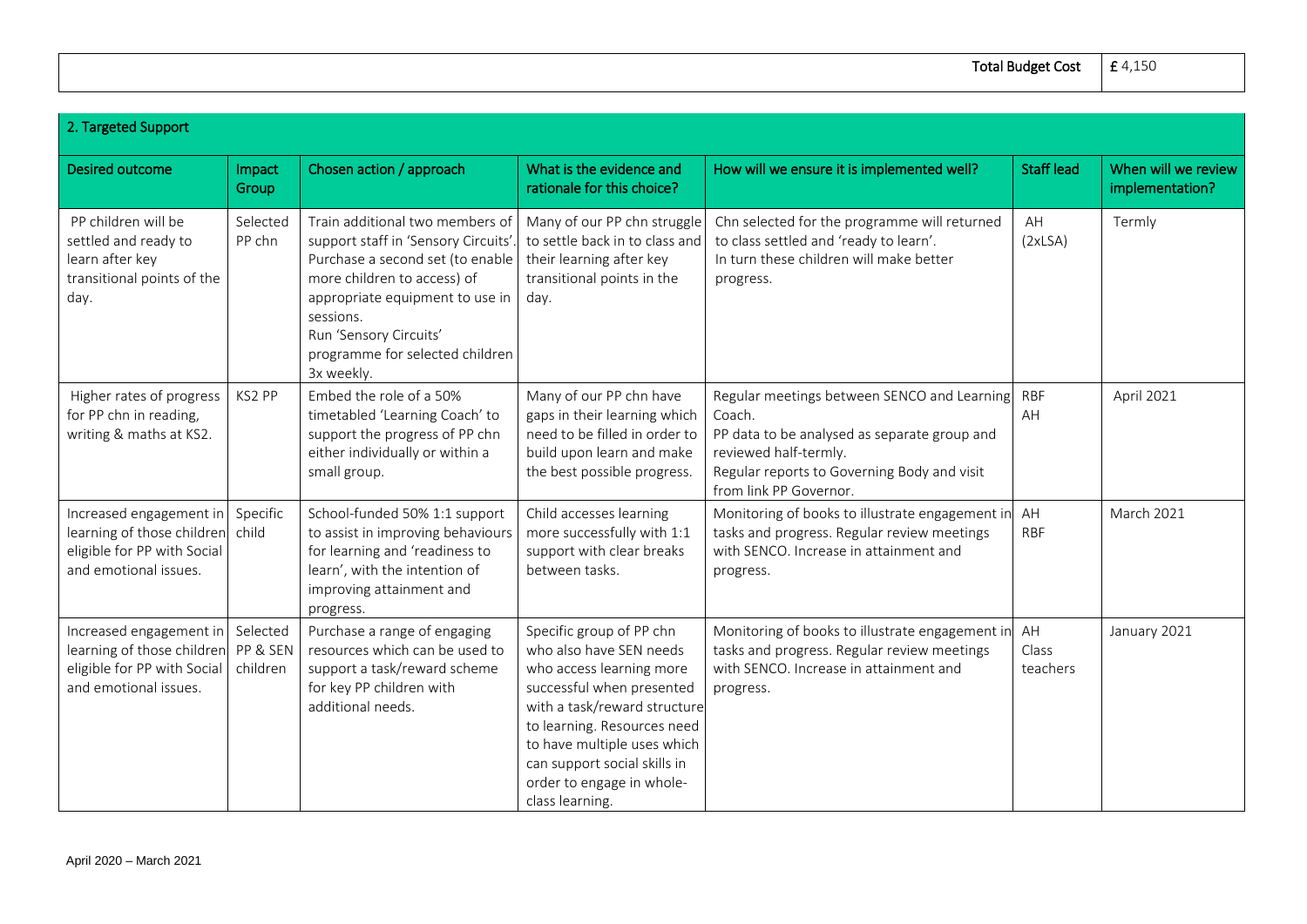| | Total Budget Cost | £ 4,150 |
|---|---|---|

## 2. Targeted Support

| Desired outcome | Impact Group | Chosen action / approach | What is the evidence and rationale for this choice? | How will we ensure it is implemented well? | Staff lead | When will we review implementation? |
|---|---|---|---|---|---|---|
| PP children will be settled and ready to learn after key transitional points of the day. | Selected PP chn | Train additional two members of support staff in 'Sensory Circuits'. Purchase a second set (to enable more children to access) of appropriate equipment to use in sessions. Run 'Sensory Circuits' programme for selected children 3x weekly. | Many of our PP chn struggle to settle back in to class and their learning after key transitional points in the day. | Chn selected for the programme will returned to class settled and 'ready to learn'. In turn these children will make better progress. | AH (2xLSA) | Termly |
| Higher rates of progress for PP chn in reading, writing & maths at KS2. | KS2 PP | Embed the role of a 50% timetabled 'Learning Coach' to support the progress of PP chn either individually or within a small group. | Many of our PP chn have gaps in their learning which need to be filled in order to build upon learn and make the best possible progress. | Regular meetings between SENCO and Learning Coach. PP data to be analysed as separate group and reviewed half-termly. Regular reports to Governing Body and visit from link PP Governor. | RBF AH | April 2021 |
| Increased engagement in learning of those children eligible for PP with Social and emotional issues. | Specific child | School-funded 50% 1:1 support to assist in improving behaviours for learning and 'readiness to learn', with the intention of improving attainment and progress. | Child accesses learning more successfully with 1:1 support with clear breaks between tasks. | Monitoring of books to illustrate engagement in tasks and progress. Regular review meetings with SENCO. Increase in attainment and progress. | AH RBF | March 2021 |
| Increased engagement in learning of those children eligible for PP with Social and emotional issues. | Selected PP & SEN children | Purchase a range of engaging resources which can be used to support a task/reward scheme for key PP children with additional needs. | Specific group of PP chn who also have SEN needs who access learning more successful when presented with a task/reward structure to learning. Resources need to have multiple uses which can support social skills in order to engage in whole-class learning. | Monitoring of books to illustrate engagement in tasks and progress. Regular review meetings with SENCO. Increase in attainment and progress. | AH Class teachers | January 2021 |

April 2020 – March 2021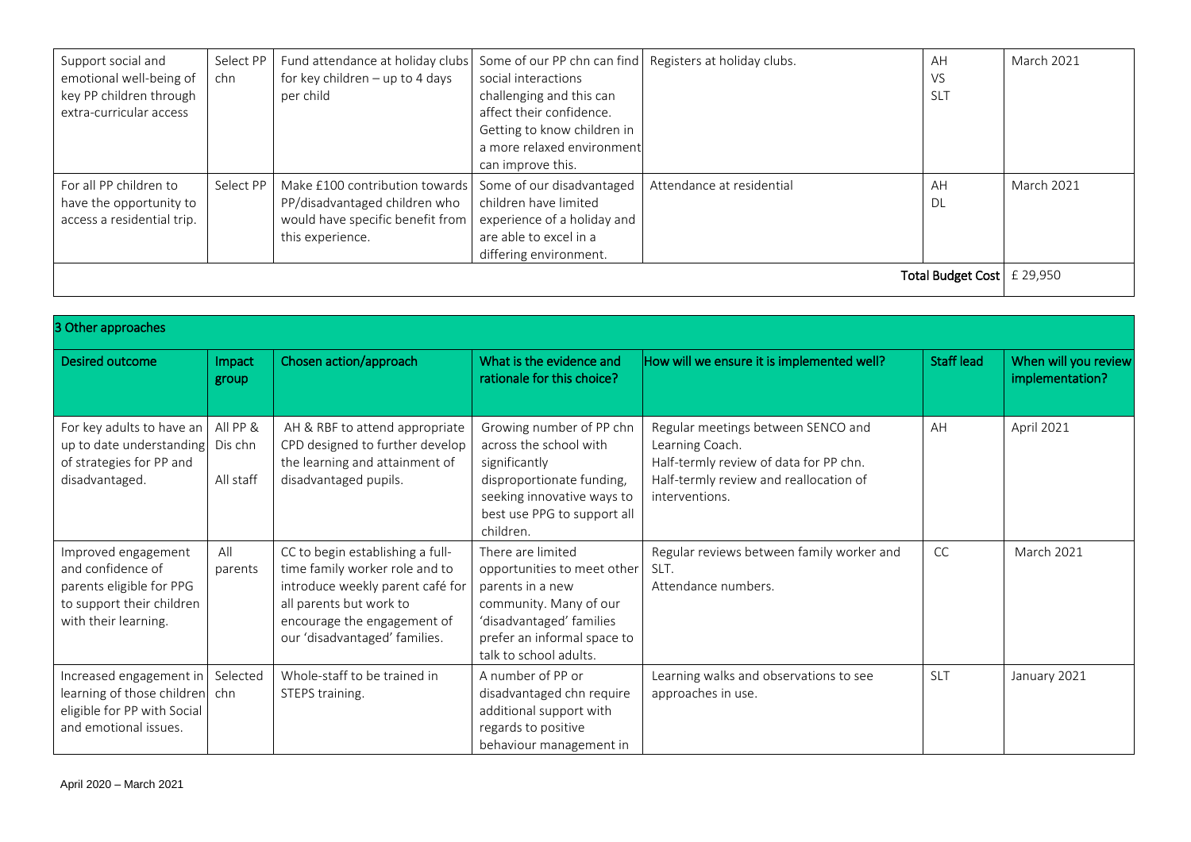| Support social and emotional well-being of key PP children through extra-curricular access | Select PP chn | Fund attendance at holiday clubs for key children – up to 4 days per child | Some of our PP chn can find social interactions challenging and this can affect their confidence. Getting to know children in a more relaxed environment can improve this. | Registers at holiday clubs. | AH<br>VS<br>SLT | March 2021 |
|---|---|---|---|---|---|---|
| For all PP children to have the opportunity to access a residential trip. | Select PP | Make £100 contribution towards PP/disadvantaged children who would have specific benefit from this experience. | Some of our disadvantaged children have limited experience of a holiday and are able to excel in a differing environment. | Attendance at residential | AH<br>DL | March 2021 |
| | | | | | **Total Budget Cost** | £ 29,950 |

| 3 Other approaches | | | | | | |
|---|---|---|---|---|---|---|
| **Desired outcome** | **Impact group** | **Chosen action/approach** | **What is the evidence and rationale for this choice?** | **How will we ensure it is implemented well?** | **Staff lead** | **When will you review implementation?** |
| For key adults to have an up to date understanding of strategies for PP and disadvantaged. | All PP & Dis chn<br>All staff | AH & RBF to attend appropriate CPD designed to further develop the learning and attainment of disadvantaged pupils. | Growing number of PP chn across the school with significantly disproportionate funding, seeking innovative ways to best use PPG to support all children. | Regular meetings between SENCO and Learning Coach.<br>Half-termly review of data for PP chn.<br>Half-termly review and reallocation of interventions. | AH | April 2021 |
| Improved engagement and confidence of parents eligible for PPG to support their children with their learning. | All parents | CC to begin establishing a full-time family worker role and to introduce weekly parent café for all parents but work to encourage the engagement of our 'disadvantaged' families. | There are limited opportunities to meet other parents in a new community. Many of our 'disadvantaged' families prefer an informal space to talk to school adults. | Regular reviews between family worker and SLT.<br>Attendance numbers. | CC | March 2021 |
| Increased engagement in learning of those children eligible for PP with Social and emotional issues. | Selected chn | Whole-staff to be trained in STEPS training. | A number of PP or disadvantaged chn require additional support with regards to positive behaviour management in | Learning walks and observations to see approaches in use. | SLT | January 2021 |

April 2020 – March 2021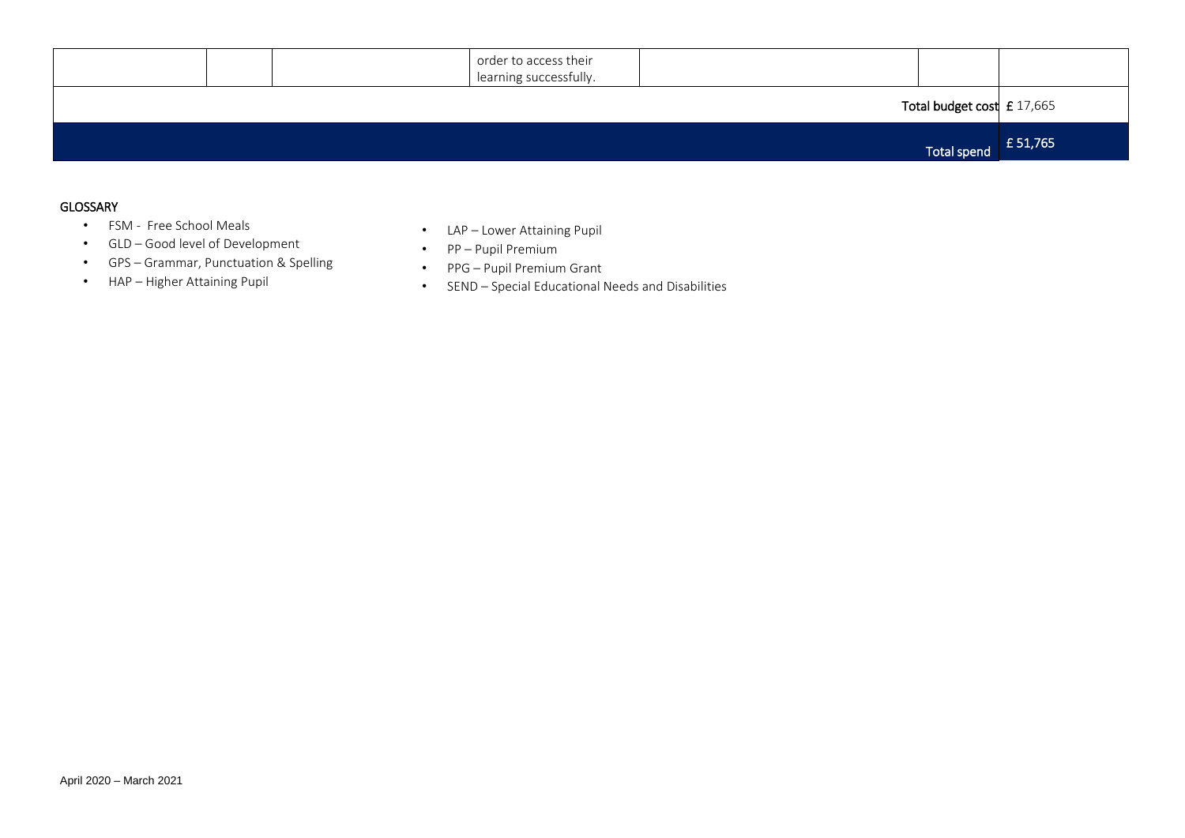| | | | | | | |
|---|---|---|---|---|---|---|
| | | | order to access their learning successfully. | | | |
| | | | | | **Total budget cost** | £ 17,665 |
| | | | | | **Total spend** | £ 51,765 |

**GLOSSARY**

- FSM - Free School Meals
- GLD – Good level of Development
- GPS – Grammar, Punctuation & Spelling
- HAP – Higher Attaining Pupil
- LAP – Lower Attaining Pupil
- PP – Pupil Premium
- PPG – Pupil Premium Grant
- SEND – Special Educational Needs and Disabilities

April 2020 – March 2021